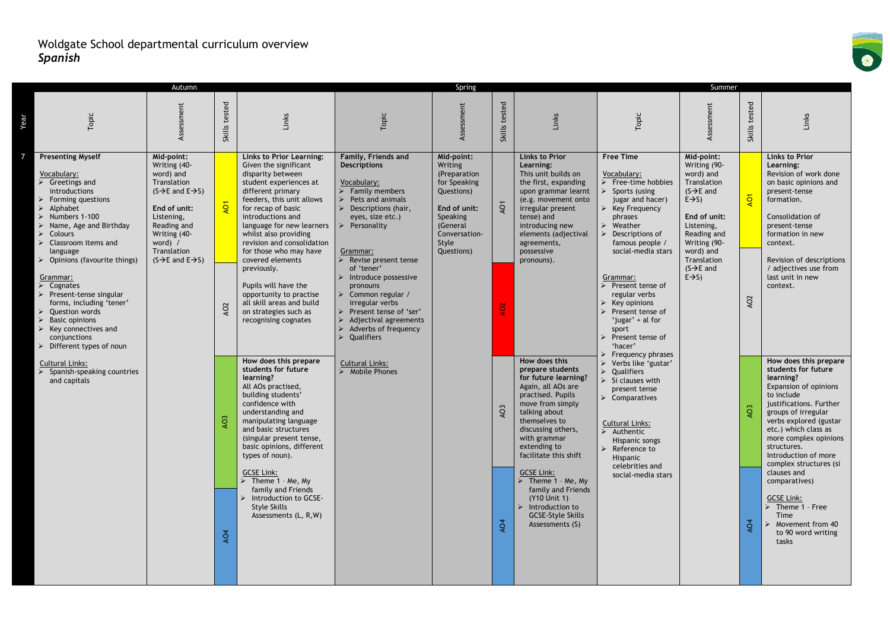# Woldgate School departmental curriculum overview
## *Spanish*

| Year | Autumn – Topic | Autumn – Assessment | Autumn – Skills tested | Autumn – Links | Spring – Topic | Spring – Assessment | Spring – Skills tested | Spring – Links | Summer – Topic | Summer – Assessment | Summer – Skills tested | Summer – Links |
|---|---|---|---|---|---|---|---|---|---|---|---|---|
| 7 | **Presenting Myself**<br><br>Vocabulary:<br>➢ Greetings and introductions<br>➢ Forming questions<br>➢ Alphabet<br>➢ Numbers 1-100<br>➢ Name, Age and Birthday<br>➢ Colours<br>➢ Classroom items and language<br>➢ Opinions (favourite things)<br><br>Grammar:<br>➢ Cognates<br>➢ Present-tense singular forms, including 'tener'<br>➢ Question words<br>➢ Basic opinions<br>➢ Key connectives and conjunctions<br>➢ Different types of noun<br><br>Cultural Links:<br>➢ Spanish-speaking countries and capitals | **Mid-point:** Writing (40-word) and Translation (S→E and E→S)<br><br>**End of unit:** Listening, Reading and Writing (40-word) / Translation (S→E and E→S) | AO1<br>AO2<br>AO3<br>AO4 | **Links to Prior Learning:** Given the significant disparity between student experiences at different primary feeders, this unit allows for recap of basic introductions and language for new learners whilst also providing revision and consolidation for those who may have covered elements previously.<br><br>Pupils will have the opportunity to practise all skill areas and build on strategies such as recognising cognates<br><br>**How does this prepare students for future learning?** All AOs practised, building students' confidence with understanding and manipulating language and basic structures (singular present tense, basic opinions, different types of noun).<br><br>GCSE Link:<br>➢ Theme 1 – Me, My family and Friends<br>➢ Introduction to GCSE-Style Skills Assessments (L, R,W) | **Family, Friends and Descriptions**<br><br>Vocabulary:<br>➢ Family members<br>➢ Pets and animals<br>➢ Descriptions (hair, eyes, size etc.)<br>➢ Personality<br><br>Grammar:<br>➢ Revise present tense of 'tener'<br>➢ Introduce possessive pronouns<br>➢ Common regular / irregular verbs<br>➢ Present tense of 'ser'<br>➢ Adjectival agreements<br>➢ Adverbs of frequency<br>➢ Qualifiers<br><br>Cultural Links:<br>➢ Mobile Phones | **Mid-point:** Writing (Preparation for Speaking Questions)<br><br>**End of unit:** Speaking (General Conversation-Style Questions) | AO1<br>AO2<br>AO3<br>AO4 | **Links to Prior Learning:** This unit builds on the first, expanding upon grammar learnt (e.g. movement onto irregular present tense) and introducing new elements (adjectival agreements, possessive pronouns).<br><br>**How does this prepare students for future learning?** Again, all AOs are practised. Pupils move from simply talking about themselves to discussing others, with grammar extending to facilitate this shift<br><br>GCSE Link:<br>➢ Theme 1 – Me, My family and Friends (Y10 Unit 1)<br>➢ Introduction to GCSE-Style Skills Assessments (S) | **Free Time**<br><br>Vocabulary:<br>➢ Free-time hobbies<br>➢ Sports (using jugar and hacer)<br>➢ Key Frequency phrases<br>➢ Weather<br>➢ Descriptions of famous people / social-media stars<br><br>Grammar:<br>➢ Present tense of regular verbs<br>➢ Key opinions<br>➢ Present tense of 'jugar' + al for sport<br>➢ Present tense of 'hacer'<br>➢ Frequency phrases<br>➢ Verbs like 'gustar'<br>➢ Qualifiers<br>➢ Si clauses with present tense<br>➢ Comparatives<br><br>Cultural Links:<br>➢ Authentic Hispanic songs<br>➢ Reference to Hispanic celebrities and social-media stars | **Mid-point:** Writing (90-word) and Translation (S→E and E→S)<br><br>**End of unit:** Listening, Reading and Writing (90-word) and Translation (S→E and E→S) | AO1<br>AO2<br>AO3<br>AO4 | **Links to Prior Learning:** Revision of work done on basic opinions and present-tense formation.<br><br>Consolidation of present-tense formation in new context.<br><br>Revision of descriptions / adjectives use from last unit in new context.<br><br>**How does this prepare students for future learning?** Expansion of opinions to include justifications. Further groups of irregular verbs explored (gustar etc.) which class as more complex opinions structures. Introduction of more complex structures (si clauses and comparatives)<br><br>GCSE Link:<br>➢ Theme 1 – Free Time<br>➢ Movement from 40 to 90 word writing tasks |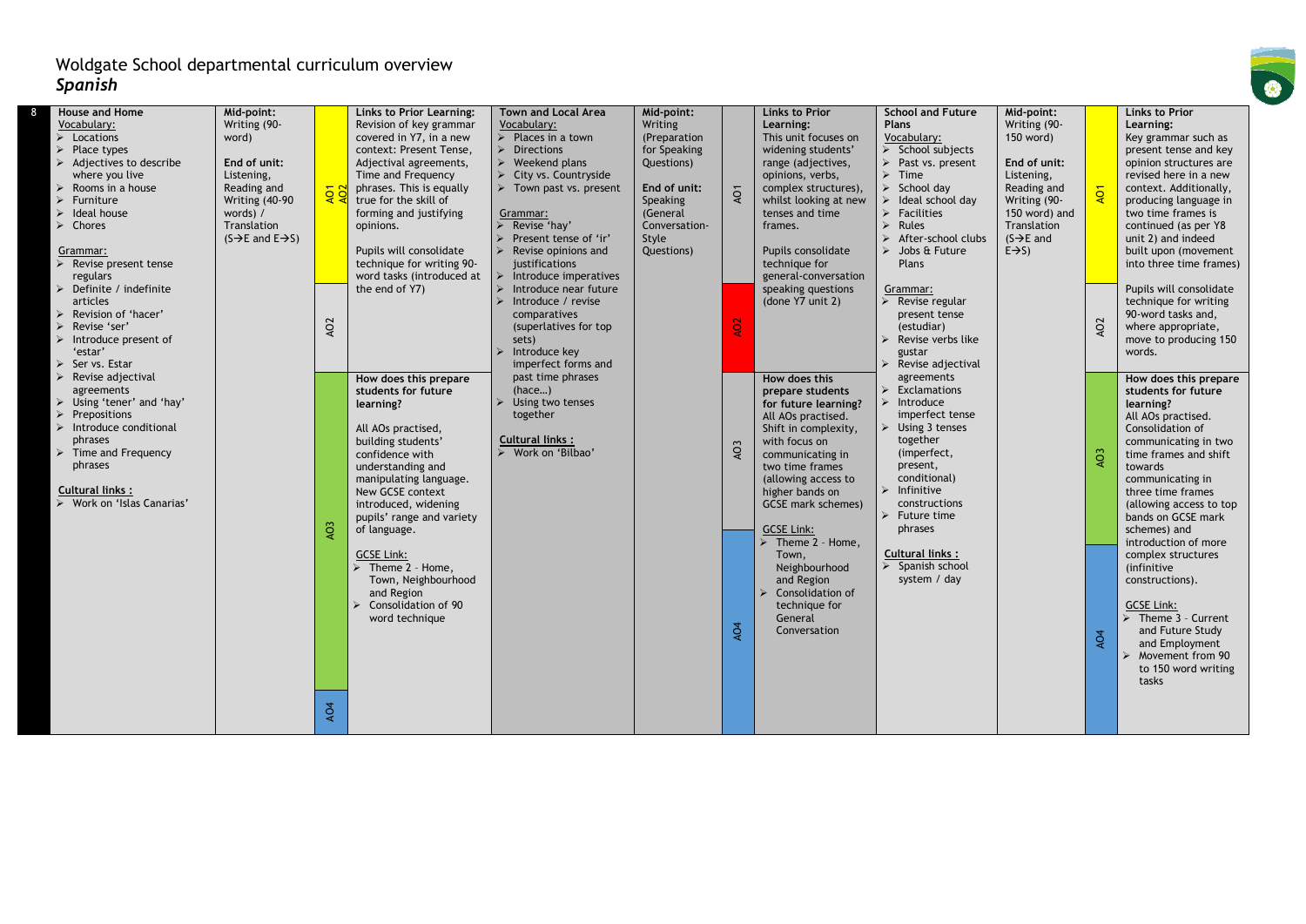# Woldgate School departmental curriculum overview
## *Spanish*

| Year | Unit | Assessment | AO | Links / Preparation | Unit | Assessment | AO | Links / Preparation | Unit | Assessment | AO | Links / Preparation |
|---|---|---|---|---|---|---|---|---|---|---|---|---|
| 8 | **House and Home**<br>Vocabulary:<br>➢ Locations<br>➢ Place types<br>➢ Adjectives to describe where you live<br>➢ Rooms in a house<br>➢ Furniture<br>➢ Ideal house<br>➢ Chores<br><br>Grammar:<br>➢ Revise present tense regulars<br>➢ Definite / indefinite articles<br>➢ Revision of 'hacer'<br>➢ Revise 'ser'<br>➢ Introduce present of 'estar'<br>➢ Ser vs. Estar<br>➢ Revise adjectival agreements<br>➢ Using 'tener' and 'hay'<br>➢ Prepositions<br>➢ Introduce conditional phrases<br>➢ Time and Frequency phrases<br><br>**Cultural links :**<br>➢ Work on 'Islas Canarias' | **Mid-point:**<br>Writing (90-word)<br><br>**End of unit:**<br>Listening, Reading and Writing (40-90 words) / Translation (S→E and E→S) | AO1 AO2<br>AO2<br>AO3<br>AO4 | **Links to Prior Learning:**<br>Revision of key grammar covered in Y7, in a new context: Present Tense, Adjectival agreements, Time and Frequency phrases. This is equally true for the skill of forming and justifying opinions.<br><br>Pupils will consolidate technique for writing 90-word tasks (introduced at the end of Y7)<br><br>**How does this prepare students for future learning?**<br><br>All AOs practised, building students' confidence with understanding and manipulating language. New GCSE context introduced, widening pupils' range and variety of language.<br><br>GCSE Link:<br>➢ Theme 2 – Home, Town, Neighbourhood and Region<br>➢ Consolidation of 90 word technique | **Town and Local Area**<br>Vocabulary:<br>➢ Places in a town<br>➢ Directions<br>➢ Weekend plans<br>➢ City vs. Countryside<br>➢ Town past vs. present<br><br>Grammar:<br>➢ Revise 'hay'<br>➢ Present tense of 'ir'<br>➢ Revise opinions and justifications<br>➢ Introduce imperatives<br>➢ Introduce near future<br>➢ Introduce / revise comparatives (superlatives for top sets)<br>➢ Introduce key imperfect forms and past time phrases (hace…)<br>➢ Using two tenses together<br><br>**Cultural links :**<br>➢ Work on 'Bilbao' | **Mid-point:**<br>Writing (Preparation for Speaking Questions)<br><br>**End of unit:**<br>Speaking (General Conversation-Style Questions) | AO1<br>AO2<br>AO3<br>AO4 | **Links to Prior Learning:**<br>This unit focuses on widening students' range (adjectives, opinions, verbs, complex structures), whilst looking at new tenses and time frames.<br><br>Pupils consolidate technique for general-conversation speaking questions (done Y7 unit 2)<br><br>**How does this prepare students for future learning?**<br>All AOs practised. Shift in complexity, with focus on communicating in two time frames (allowing access to higher bands on GCSE mark schemes)<br><br>GCSE Link:<br>➢ Theme 2 – Home, Town, Neighbourhood and Region<br>➢ Consolidation of technique for General Conversation | **School and Future Plans**<br>Vocabulary:<br>➢ School subjects<br>➢ Past vs. present<br>➢ Time<br>➢ School day<br>➢ Ideal school day<br>➢ Facilities<br>➢ Rules<br>➢ After-school clubs<br>➢ Jobs & Future Plans<br><br>Grammar:<br>➢ Revise regular present tense (estudiar)<br>➢ Revise verbs like gustar<br>➢ Revise adjectival agreements<br>➢ Exclamations<br>➢ Introduce imperfect tense<br>➢ Using 3 tenses together (imperfect, present, conditional)<br>➢ Infinitive constructions<br>➢ Future time phrases<br><br>**Cultural links :**<br>➢ Spanish school system / day | **Mid-point:**<br>Writing (90-150 word)<br><br>**End of unit:**<br>Listening, Reading and Writing (90-150 word) and Translation (S→E and E→S) | AO1<br>AO2<br>AO3<br>AO4 | **Links to Prior Learning:**<br>Key grammar such as present tense and key opinion structures are revised here in a new context. Additionally, producing language in two time frames is continued (as per Y8 unit 2) and indeed built upon (movement into three time frames)<br><br>Pupils will consolidate technique for writing 90-word tasks and, where appropriate, move to producing 150 words.<br><br>**How does this prepare students for future learning?**<br>All AOs practised. Consolidation of communicating in two time frames and shift towards communicating in three time frames (allowing access to top bands on GCSE mark schemes) and introduction of more complex structures (infinitive constructions).<br><br>GCSE Link:<br>➢ Theme 3 – Current and Future Study and Employment<br>➢ Movement from 90 to 150 word writing tasks |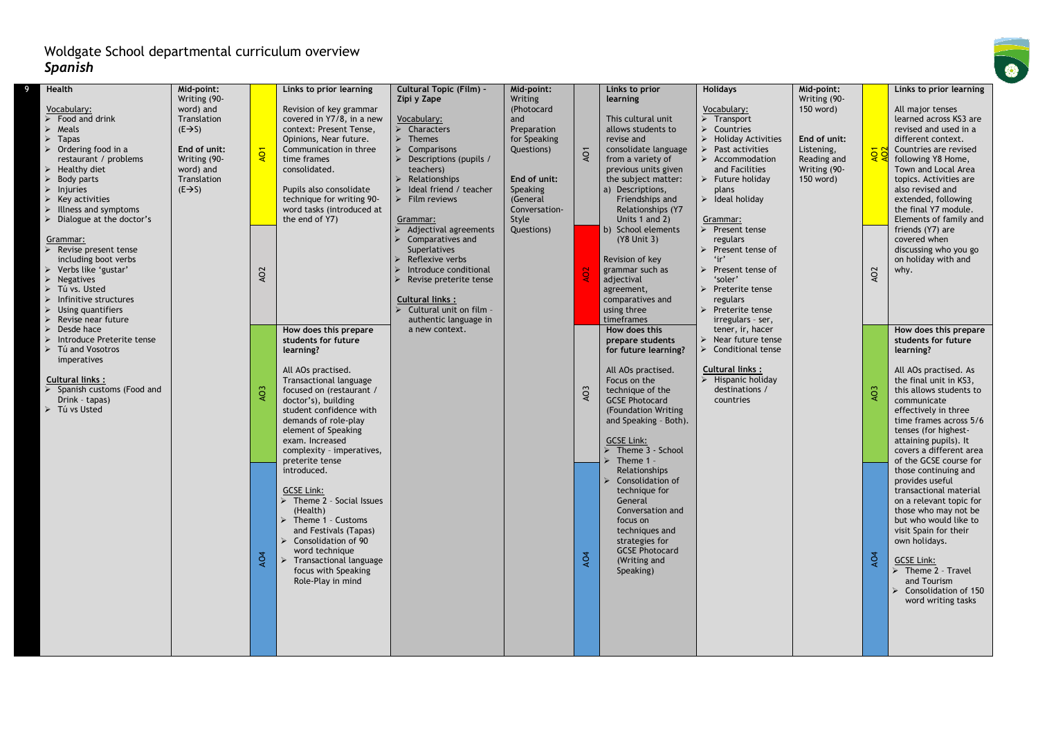# Woldgate School departmental curriculum overview
## *Spanish*

| 9 | Health | Mid-point | AO | Links to prior learning | Cultural Topic (Film) – Zipi y Zape | Mid-point | AO | Links to prior learning | Holidays | Mid-point | AO | Links to prior learning |
|---|---|---|---|---|---|---|---|---|---|---|---|---|
| | **Vocabulary:** <br>➢ Food and drink <br>➢ Meals <br>➢ Tapas <br>➢ Ordering food in a restaurant / problems <br>➢ Healthy diet <br>➢ Body parts <br>➢ Injuries <br>➢ Key activities <br>➢ Illness and symptoms <br>➢ Dialogue at the doctor's <br><br>**Grammar:** <br>➢ Revise present tense including boot verbs <br>➢ Verbs like 'gustar' <br>➢ Negatives <br>➢ Tú vs. Usted <br>➢ Infinitive structures <br>➢ Using quantifiers <br>➢ Revise near future <br>➢ Desde hace <br>➢ Introduce Preterite tense <br>➢ Tú and Vosotros imperatives <br><br>**Cultural links :** <br>➢ Spanish customs (Food and Drink – tapas) <br>➢ Tú vs Usted | **Mid-point:** Writing (90-word) and Translation (E→S) <br><br>**End of unit:** Writing (90-word) and Translation (E→S) | AO1 | Revision of key grammar covered in Y7/8, in a new context: Present Tense, Opinions, Near future. Communication in three time frames consolidated. <br><br>Pupils also consolidate technique for writing 90-word tasks (introduced at the end of Y7) | **Vocabulary:** <br>➢ Characters <br>➢ Themes <br>➢ Comparisons <br>➢ Descriptions (pupils / teachers) <br>➢ Relationships <br>➢ Ideal friend / teacher <br>➢ Film reviews <br><br>**Grammar:** <br>➢ Adjectival agreements <br>➢ Comparatives and Superlatives <br>➢ Reflexive verbs <br>➢ Introduce conditional <br>➢ Revise preterite tense <br><br>**Cultural links :** <br>➢ Cultural unit on film – authentic language in a new context. | **Mid-point:** Writing (Photocard and Preparation for Speaking Questions) <br><br>**End of unit:** Speaking (General Conversation-Style Questions) | AO1 | This cultural unit allows students to revise and consolidate language from a variety of previous units given the subject matter: <br>a) Descriptions, Friendships and Relationships (Y7 Units 1 and 2) <br>b) School elements (Y8 Unit 3) <br><br>Revision of key grammar such as adjectival agreement, comparatives and using three timeframes | **Vocabulary:** <br>➢ Transport <br>➢ Countries <br>➢ Holiday Activities <br>➢ Past activities <br>➢ Accommodation and Facilities <br>➢ Future holiday plans <br>➢ Ideal holiday <br><br>**Grammar:** <br>➢ Present tense regulars <br>➢ Present tense of 'ir' <br>➢ Present tense of 'soler' <br>➢ Preterite tense regulars <br>➢ Preterite tense irregulars – ser, tener, ir, hacer <br>➢ Near future tense <br>➢ Conditional tense <br><br>**Cultural links :** <br>➢ Hispanic holiday destinations / countries | **Mid-point:** Writing (90-150 word) <br><br>**End of unit:** Listening, Reading and Writing (90-150 word) | AO1 AO2 | All major tenses learned across KS3 are revised and used in a different context. Countries are revised following Y8 Home, Town and Local Area topics. Activities are also revised and extended, following the final Y7 module. Elements of family and friends (Y7) are covered when discussing who you go on holiday with and why. |
| | | | AO2 | | | | AO2 | | | | AO2 | |
| | | | AO3 | **How does this prepare students for future learning?** <br><br>All AOs practised. Transactional language focused on (restaurant / doctor's), building student confidence with demands of role-play element of Speaking exam. Increased complexity – imperatives, preterite tense introduced. <br><br>**GCSE Link:** <br>➢ Theme 2 – Social Issues (Health) <br>➢ Theme 1 – Customs and Festivals (Tapas) <br>➢ Consolidation of 90 word technique <br>➢ Transactional language focus with Speaking Role-Play in mind | | | AO3 | **How does this prepare students for future learning?** <br><br>All AOs practised. Focus on the technique of the GCSE Photocard (Foundation Writing and Speaking – Both). <br><br>**GCSE Link:** <br>➢ Theme 3 – School <br>➢ Theme 1 – Relationships <br>➢ Consolidation of technique for General Conversation and focus on techniques and strategies for GCSE Photocard (Writing and Speaking) | | | AO3 | **How does this prepare students for future learning?** <br><br>All AOs practised. As the final unit in KS3, this allows students to communicate effectively in three time frames across 5/6 tenses (for highest-attaining pupils). It covers a different area of the GCSE course for those continuing and provides useful transactional material on a relevant topic for those who may not be but who would like to visit Spain for their own holidays. <br><br>**GCSE Link:** <br>➢ Theme 2 – Travel and Tourism <br>➢ Consolidation of 150 word writing tasks |
| | | | AO4 | | | | AO4 | | | | AO4 | |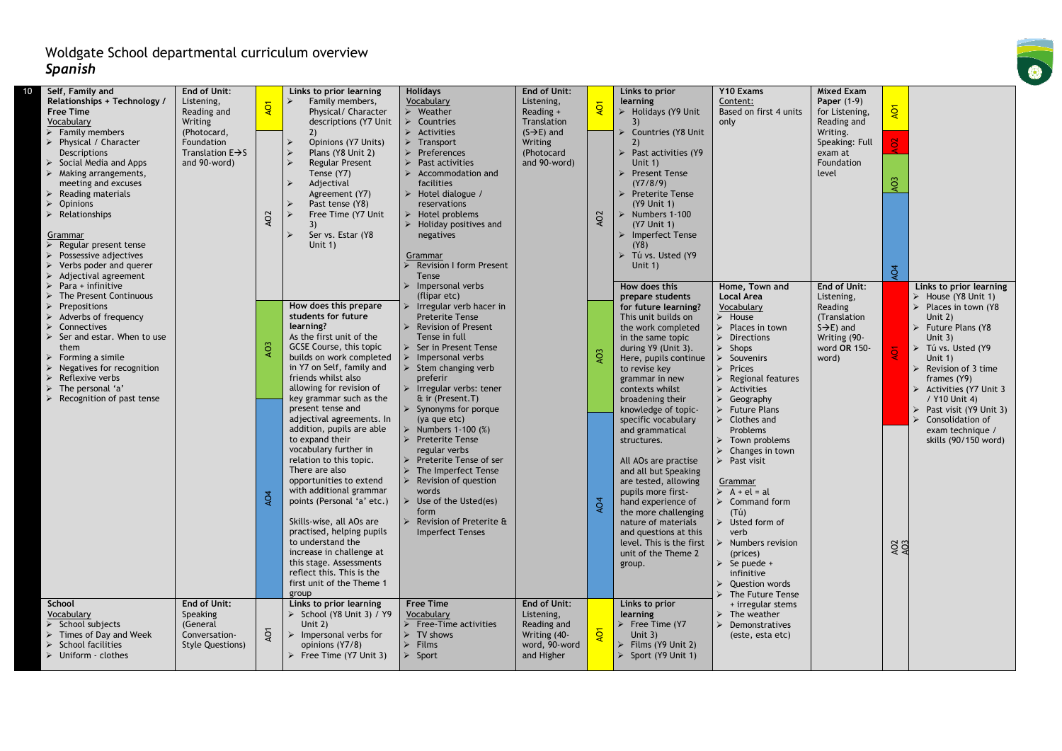# Woldgate School departmental curriculum overview

## *Spanish*

| Year | Unit | Assessment | AO | Links / Preparation | Unit | Assessment | AO | Links / Preparation | Unit | Assessment | AO | Links / Preparation |
|---|---|---|---|---|---|---|---|---|---|---|---|---|
| 10 | **Self, Family and Relationships + Technology / Free Time**<br>Vocabulary<br>➢ Family members<br>➢ Physical / Character Descriptions<br>➢ Social Media and Apps<br>➢ Making arrangements, meeting and excuses<br>➢ Reading materials<br>➢ Opinions<br>➢ Relationships<br><br>Grammar<br>➢ Regular present tense<br>➢ Possessive adjectives<br>➢ Verbs poder and querer<br>➢ Adjectival agreement<br>➢ Para + infinitive<br>➢ The Present Continuous<br>➢ Prepositions<br>➢ Adverbs of frequency<br>➢ Connectives<br>➢ Ser and estar. When to use them<br>➢ Forming a simile<br>➢ Negatives for recognition<br>➢ Reflexive verbs<br>➢ The personal 'a'<br>➢ Recognition of past tense | **End of Unit:** Listening, Reading and Writing (Photocard, Foundation Translation E→S and 90-word) | AO1<br>AO2<br>AO3<br>AO4 | **Links to prior learning**<br>➢ Family members, Physical/ Character descriptions (Y7 Unit 2)<br>➢ Opinions (Y7 Units)<br>➢ Plans (Y8 Unit 2)<br>➢ Regular Present Tense (Y7)<br>➢ Adjectival Agreement (Y7)<br>➢ Past tense (Y8)<br>➢ Free Time (Y7 Unit 3)<br>➢ Ser vs. Estar (Y8 Unit 1)<br><br>**How does this prepare students for future learning?**<br>As the first unit of the GCSE Course, this topic builds on work completed in Y7 on Self, family and friends whilst also allowing for revision of key grammar such as the present tense and adjectival agreements. In addition, pupils are able to expand their vocabulary further in relation to this topic. There are also opportunities to extend with additional grammar points (Personal 'a' etc.)<br><br>Skills-wise, all AOs are practised, helping pupils to understand the increase in challenge at this stage. Assessments reflect this. This is the first unit of the Theme 1 group | **Holidays**<br>Vocabulary<br>➢ Weather<br>➢ Countries<br>➢ Activities<br>➢ Transport<br>➢ Preferences<br>➢ Past activities<br>➢ Accommodation and facilities<br>➢ Hotel dialogue / reservations<br>➢ Hotel problems<br>➢ Holiday positives and negatives<br><br>Grammar<br>➢ Revision I form Present Tense<br>➢ Impersonal verbs (flipar etc)<br>➢ Irregular verb hacer in Preterite Tense<br>➢ Revision of Present Tense in full<br>➢ Ser in Present Tense<br>➢ Impersonal verbs<br>➢ Stem changing verb preferir<br>➢ Irregular verbs: tener & ir (Present.T)<br>➢ Synonyms for porque (ya que etc)<br>➢ Numbers 1-100 (%)<br>➢ Preterite Tense regular verbs<br>➢ Preterite Tense of ser<br>➢ The Imperfect Tense<br>➢ Revision of question words<br>➢ Use of the Usted(es) form<br>➢ Revision of Preterite & Imperfect Tenses | **End of Unit:** Listening, Reading + Translation (S→E) and Writing (Photocard and 90-word) | AO1<br>AO2<br>AO3<br>AO4 | **Links to prior learning**<br>➢ Holidays (Y9 Unit 3)<br>➢ Countries (Y8 Unit 2)<br>➢ Past activities (Y9 Unit 1)<br>➢ Present Tense (Y7/8/9)<br>➢ Preterite Tense (Y9 Unit 1)<br>➢ Numbers 1-100 (Y7 Unit 1)<br>➢ Imperfect Tense (Y8)<br>➢ Tú vs. Usted (Y9 Unit 1)<br><br>**How does this prepare students for future learning?**<br>This unit builds on the work completed in the same topic during Y9 (Unit 3). Here, pupils continue to revise key grammar in new contexts whilst broadening their knowledge of topic-specific vocabulary and grammatical structures.<br><br>All AOs are practise and all but Speaking are tested, allowing pupils more first-hand experience of the more challenging nature of materials and questions at this level. This is the first unit of the Theme 2 group. | **Y10 Exams**<br>Content:<br>Based on first 4 units only | **Mixed Exam Paper** (1-9) for Listening, Reading and Writing. Speaking: Full exam at Foundation level | AO1<br>AO2<br>AO3<br>AO4 | |
| | | | | | | | | | **Home, Town and Local Area**<br>Vocabulary<br>➢ House<br>➢ Places in town<br>➢ Directions<br>➢ Shops<br>➢ Souvenirs<br>➢ Prices<br>➢ Regional features<br>➢ Activities<br>➢ Geography<br>➢ Future Plans<br>➢ Clothes and Problems<br>➢ Town problems<br>➢ Changes in town<br>➢ Past visit<br><br>Grammar<br>➢ A + el = al<br>➢ Command form (Tú)<br>➢ Usted form of verb<br>➢ Numbers revision (prices)<br>➢ Se puede + infinitive<br>➢ Question words<br>➢ The Future Tense + irregular stems<br>➢ The weather<br>➢ Demonstratives (este, esta etc) | **End of Unit:** Listening, Reading (Translation S→E) and Writing (90-word **OR** 150-word) | AO1<br>AO2<br>AO3 | **Links to prior learning**<br>➢ House (Y8 Unit 1)<br>➢ Places in town (Y8 Unit 2)<br>➢ Future Plans (Y8 Unit 3)<br>➢ Tú vs. Usted (Y9 Unit 1)<br>➢ Revision of 3 time frames (Y9)<br>➢ Activities (Y7 Unit 3 / Y10 Unit 4)<br>➢ Past visit (Y9 Unit 3)<br>➢ Consolidation of exam technique / skills (90/150 word) |
| | **School**<br>Vocabulary<br>➢ School subjects<br>➢ Times of Day and Week<br>➢ School facilities<br>➢ Uniform - clothes | **End of Unit:** Speaking (General Conversation-Style Questions) | AO1 | **Links to prior learning**<br>➢ School (Y8 Unit 3) / Y9 Unit 2)<br>➢ Impersonal verbs for opinions (Y7/8)<br>➢ Free Time (Y7 Unit 3) | **Free Time**<br>Vocabulary<br>➢ Free-Time activities<br>➢ TV shows<br>➢ Films<br>➢ Sport | **End of Unit:** Listening, Reading and Writing (40-word, 90-word and Higher | AO1 | **Links to prior learning**<br>➢ Free Time (Y7 Unit 3)<br>➢ Films (Y9 Unit 2)<br>➢ Sport (Y9 Unit 1) | | | | |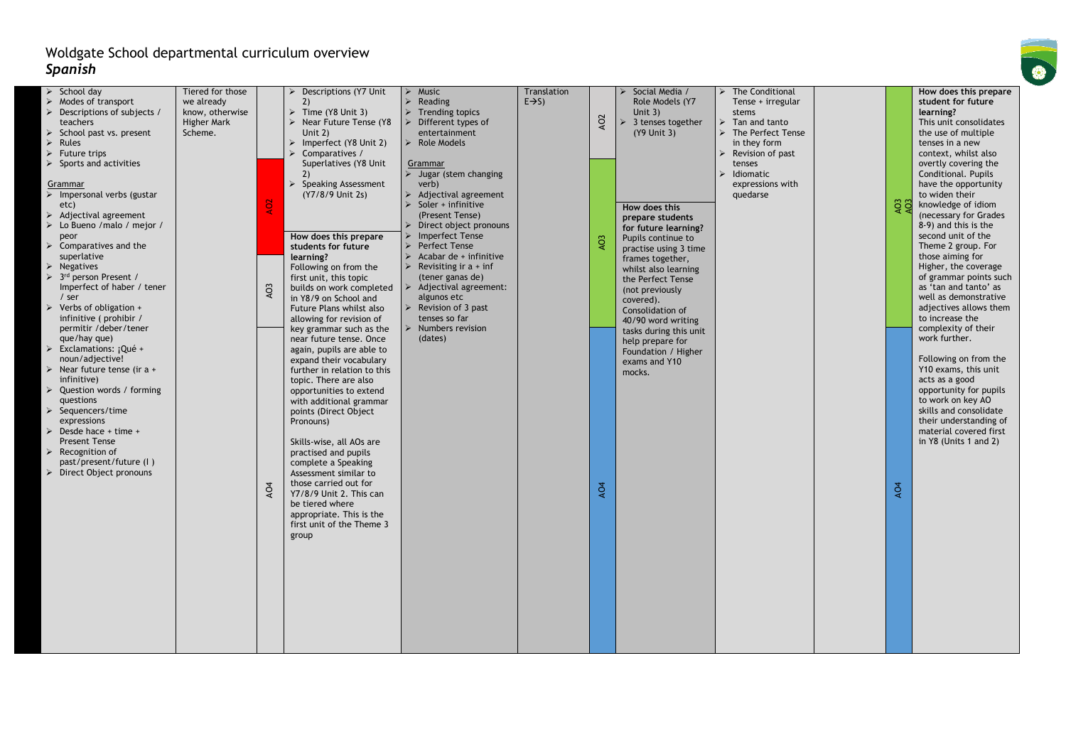# Woldgate School departmental curriculum overview
## *Spanish*

| | | | | | | | | | | | | |
|---|---|---|---|---|---|---|---|---|---|---|---|---|
| <ul><li>School day</li><li>Modes of transport</li><li>Descriptions of subjects / teachers</li><li>School past vs. present</li><li>Rules</li><li>Future trips</li><li>Sports and activities</li></ul>Grammar<ul><li>Impersonal verbs (gustar etc)</li><li>Adjectival agreement</li><li>Lo Bueno /malo / mejor / peor</li><li>Comparatives and the superlative</li><li>Negatives</li><li>3rd person Present / Imperfect of haber / tener / ser</li><li>Verbs of obligation + infinitive ( prohibir / permitir /deber/tener que/hay que)</li><li>Exclamations: ¡Qué + noun/adjective!</li><li>Near future tense (ir a + infinitive)</li><li>Question words / forming questions</li><li>Sequencers/time expressions</li><li>Desde hace + time + Present Tense</li><li>Recognition of past/present/future (I )</li><li>Direct Object pronouns</li></ul> | Tiered for those we already know, otherwise Higher Mark Scheme. | AO2<br>AO3<br>AO4 | <ul><li>Descriptions (Y7 Unit 2)</li><li>Time (Y8 Unit 3)</li><li>Near Future Tense (Y8 Unit 2)</li><li>Imperfect (Y8 Unit 2)</li><li>Comparatives / Superlatives (Y8 Unit 2)</li><li>Speaking Assessment (Y7/8/9 Unit 2s)</li></ul>**How does this prepare students for future learning?**<br>Following on from the first unit, this topic builds on work completed in Y8/9 on School and Future Plans whilst also allowing for revision of key grammar such as the near future tense. Once again, pupils are able to expand their vocabulary further in relation to this topic. There are also opportunities to extend with additional grammar points (Direct Object Pronouns)<br><br>Skills-wise, all AOs are practised and pupils complete a Speaking Assessment similar to those carried out for Y7/8/9 Unit 2. This can be tiered where appropriate. This is the first unit of the Theme 3 group | <ul><li>Music</li><li>Reading</li><li>Trending topics</li><li>Different types of entertainment</li><li>Role Models</li></ul>Grammar<ul><li>Jugar (stem changing verb)</li><li>Adjectival agreement</li><li>Soler + infinitive (Present Tense)</li><li>Direct object pronouns</li><li>Imperfect Tense</li><li>Perfect Tense</li><li>Acabar de + infinitive</li><li>Revisiting ir a + inf (tener ganas de)</li><li>Adjectival agreement: algunos etc</li><li>Revision of 3 past tenses so far</li><li>Numbers revision (dates)</li></ul> | Translation E→S) | AO2<br>AO3<br>AO4 | <ul><li>Social Media / Role Models (Y7 Unit 3)</li><li>3 tenses together (Y9 Unit 3)</li></ul>**How does this prepare students for future learning?**<br>Pupils continue to practise using 3 time frames together, whilst also learning the Perfect Tense (not previously covered).<br>Consolidation of 40/90 word writing tasks during this unit help prepare for Foundation / Higher exams and Y10 mocks. | <ul><li>The Conditional Tense + irregular stems</li><li>The Perfect Tense in they form</li><li>Revision of past tenses</li><li>Idiomatic expressions with quedarse</li></ul> | | AO3<br>AO3<br>AO4 | **How does this prepare student for future learning?**<br>This unit consolidates the use of multiple tenses in a new context, whilst also overtly covering the Conditional. Pupils have the opportunity to widen their knowledge of idiom (necessary for Grades 8-9) and this is the second unit of the Theme 2 group. For those aiming for Higher, the coverage of grammar points such as 'tan and tanto' as well as demonstrative adjectives allows them to increase the complexity of their work further.<br><br>Following on from the Y10 exams, this unit acts as a good opportunity for pupils to work on key AO skills and consolidate their understanding of material covered first in Y8 (Units 1 and 2) |
| <ul><li>Tan and tanto</li></ul> | | | | | | | | | | | | |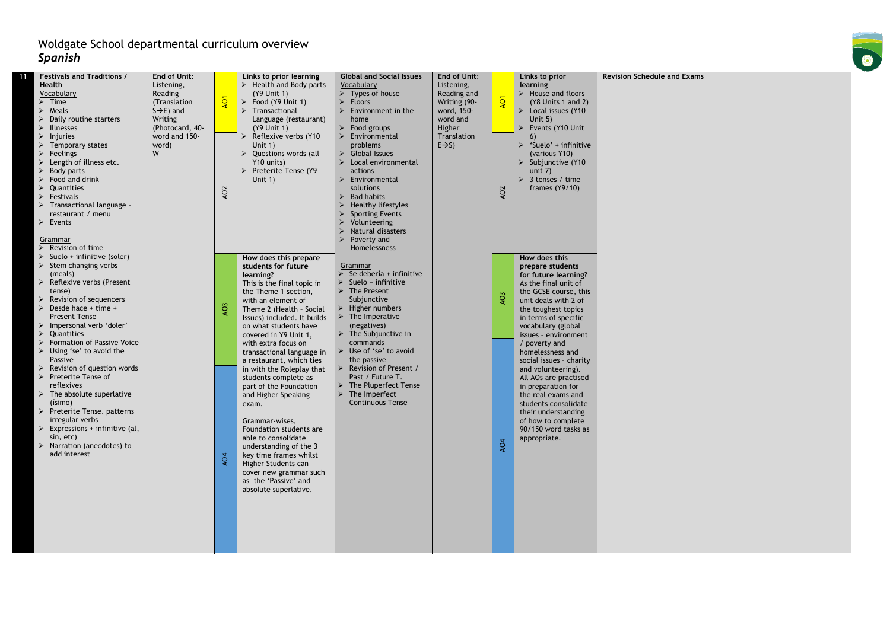# Woldgate School departmental curriculum overview
## *Spanish*

| | | | | | | | | | |
|---|---|---|---|---|---|---|---|---|---|
| 11 | **Festivals and Traditions / Health**<br><br>Vocabulary<br>➢ Time<br>➢ Meals<br>➢ Daily routine starters<br>➢ Illnesses<br>➢ Injuries<br>➢ Temporary states<br>➢ Feelings<br>➢ Length of illness etc.<br>➢ Body parts<br>➢ Food and drink<br>➢ Quantities<br>➢ Festivals<br>➢ Transactional language - restaurant / menu<br>➢ Events<br><br>Grammar<br>➢ Revision of time<br>➢ Suelo + infinitive (soler)<br>➢ Stem changing verbs (meals)<br>➢ Reflexive verbs (Present tense)<br>➢ Revision of sequencers<br>➢ Desde hace + time + Present Tense<br>➢ Impersonal verb 'doler'<br>➢ Quantities<br>➢ Formation of Passive Voice<br>➢ Using 'se' to avoid the Passive<br>➢ Revision of question words<br>➢ Preterite Tense of reflexives<br>➢ The absolute superlative (ísimo)<br>➢ Preterite Tense. patterns irregular verbs<br>➢ Expressions + infinitive (al, sin, etc)<br>➢ Narration (anecdotes) to add interest | **End of Unit:**<br>Listening, Reading (Translation S→E) and Writing (Photocard, 40-word and 150-word)<br>W | AO1<br>AO2<br>AO3<br>AO4 | **Links to prior learning**<br>➢ Health and Body parts (Y9 Unit 1)<br>➢ Food (Y9 Unit 1)<br>➢ Transactional Language (restaurant) (Y9 Unit 1)<br>➢ Reflexive verbs (Y10 Unit 1)<br>➢ Questions words (all Y10 units)<br>➢ Preterite Tense (Y9 Unit 1)<br><br>**How does this prepare students for future learning?**<br>This is the final topic in the Theme 1 section, with an element of Theme 2 (Health - Social Issues) included. It builds on what students have covered in Y9 Unit 1, with extra focus on transactional language in a restaurant, which ties in with the Roleplay that students complete as part of the Foundation and Higher Speaking exam.<br><br>Grammar-wises, Foundation students are able to consolidate understanding of the 3 key time frames whilst Higher Students can cover new grammar such as the 'Passive' and absolute superlative. | **Global and Social Issues**<br><br>Vocabulary<br>➢ Types of house<br>➢ Floors<br>➢ Environment in the home<br>➢ Food groups<br>➢ Environmental problems<br>➢ Global Issues<br>➢ Local environmental actions<br>➢ Environmental solutions<br>➢ Bad habits<br>➢ Healthy lifestyles<br>➢ Sporting Events<br>➢ Volunteering<br>➢ Natural disasters<br>➢ Poverty and Homelessness<br><br>Grammar<br>➢ Se debería + infinitive<br>➢ Suelo + infinitive<br>➢ The Present Subjunctive<br>➢ Higher numbers<br>➢ The Imperative (negatives)<br>➢ The Subjunctive in commands<br>➢ Use of 'se' to avoid the passive<br>➢ Revision of Present / Past / Future T.<br>➢ The Pluperfect Tense<br>➢ The Imperfect Continuous Tense | **End of Unit:**<br>Listening, Reading and Writing (90-word, 150-word and Higher Translation E→S) | AO1<br>AO2<br>AO3<br>AO4 | **Links to prior learning**<br>➢ House and floors (Y8 Units 1 and 2)<br>➢ Local issues (Y10 Unit 5)<br>➢ Events (Y10 Unit 6)<br>➢ 'Suelo' + infinitive (various Y10)<br>➢ Subjunctive (Y10 unit 7)<br>➢ 3 tenses / time frames (Y9/10)<br><br>**How does this prepare students for future learning?**<br>As the final unit of the GCSE course, this unit deals with 2 of the toughest topics in terms of specific vocabulary (global issues - environment / poverty and homelessness and social issues - charity and volunteering). All AOs are practised in preparation for the real exams and students consolidate their understanding of how to complete 90/150 word tasks as appropriate. | **Revision Schedule and Exams** |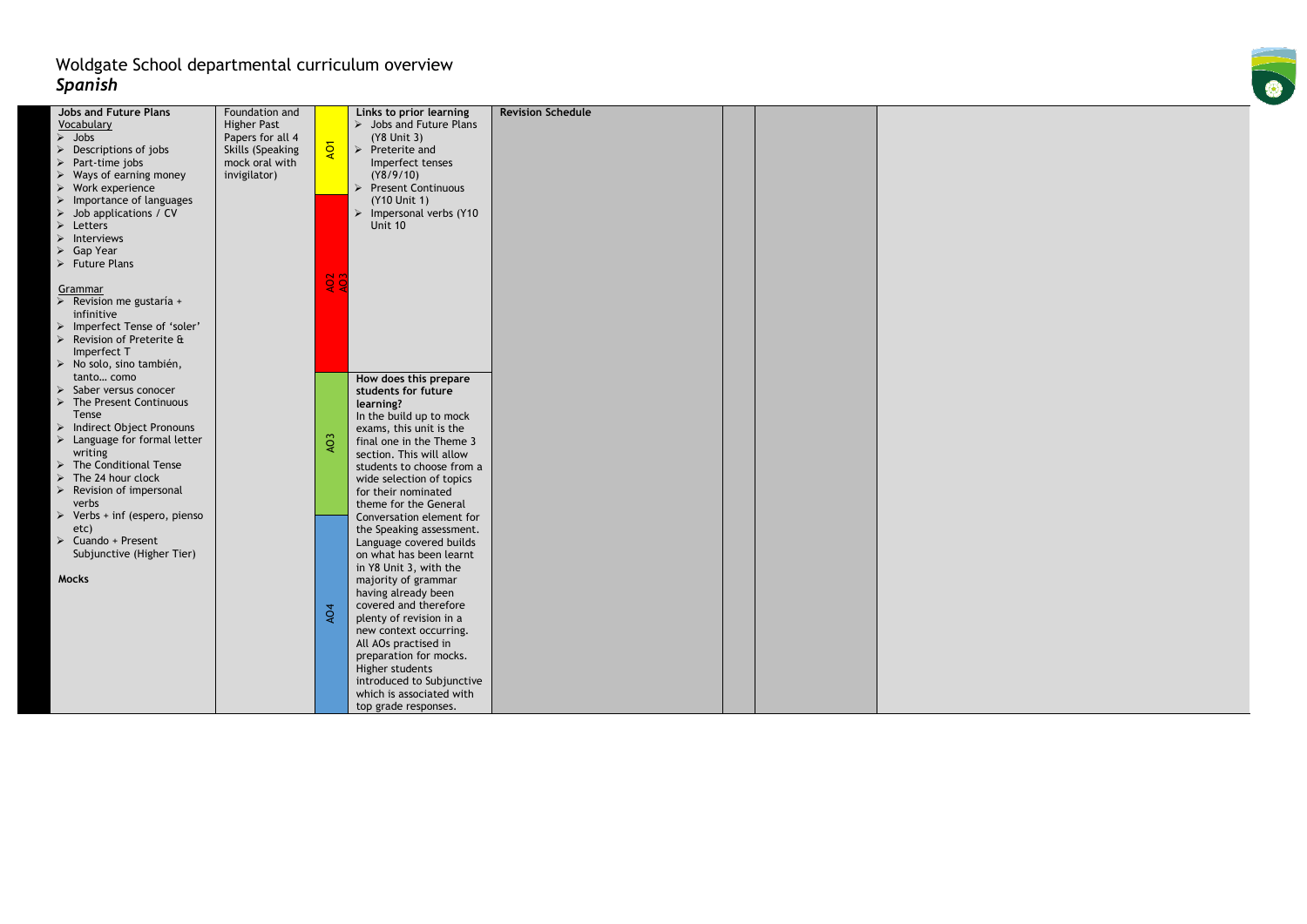# Woldgate School departmental curriculum overview

## *Spanish*

| | | | | | | | |
|---|---|---|---|---|---|---|---|
| **Jobs and Future Plans**<br><br>Vocabulary<br>➢ Jobs<br>➢ Descriptions of jobs<br>➢ Part-time jobs<br>➢ Ways of earning money<br>➢ Work experience<br>➢ Importance of languages<br>➢ Job applications / CV<br>➢ Letters<br>➢ Interviews<br>➢ Gap Year<br>➢ Future Plans<br><br>Grammar<br>➢ Revision me gustaría + infinitive<br>➢ Imperfect Tense of 'soler'<br>➢ Revision of Preterite & Imperfect T<br>➢ No solo, sino también, tanto… como<br>➢ Saber versus conocer<br>➢ The Present Continuous Tense<br>➢ Indirect Object Pronouns<br>➢ Language for formal letter writing<br>➢ The Conditional Tense<br>➢ The 24 hour clock<br>➢ Revision of impersonal verbs<br>➢ Verbs + inf (espero, pienso etc)<br>➢ Cuando + Present Subjunctive (Higher Tier)<br><br>**Mocks** | Foundation and Higher Past Papers for all 4 Skills (Speaking mock oral with invigilator) | AO1<br><br>AO2 AO3<br><br>AO3<br><br>AO4 | **Links to prior learning**<br>➢ Jobs and Future Plans (Y8 Unit 3)<br>➢ Preterite and Imperfect tenses (Y8/9/10)<br>➢ Present Continuous (Y10 Unit 1)<br>➢ Impersonal verbs (Y10 Unit 10<br><br>**How does this prepare students for future learning?**<br>In the build up to mock exams, this unit is the final one in the Theme 3 section. This will allow students to choose from a wide selection of topics for their nominated theme for the General Conversation element for the Speaking assessment. Language covered builds on what has been learnt in Y8 Unit 3, with the majority of grammar having already been covered and therefore plenty of revision in a new context occurring. All AOs practised in preparation for mocks. Higher students introduced to Subjunctive which is associated with top grade responses. | **Revision Schedule** | | | |